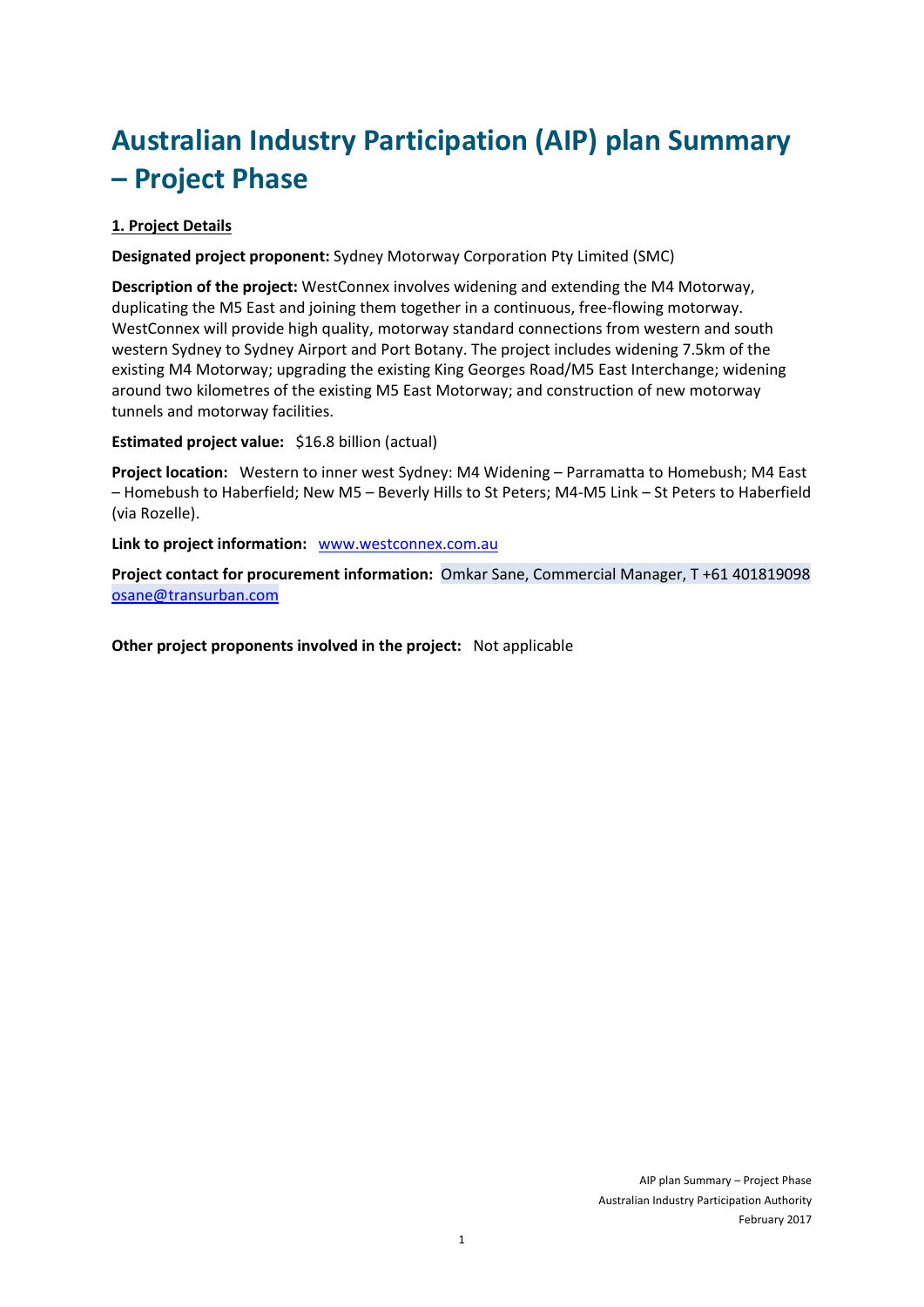# Australian Industry Participation (AIP) plan Summary – Project Phase

**1. Project Details**

**Designated project proponent:** Sydney Motorway Corporation Pty Limited (SMC)

**Description of the project:** WestConnex involves widening and extending the M4 Motorway, duplicating the M5 East and joining them together in a continuous, free-flowing motorway. WestConnex will provide high quality, motorway standard connections from western and south western Sydney to Sydney Airport and Port Botany. The project includes widening 7.5km of the existing M4 Motorway; upgrading the existing King Georges Road/M5 East Interchange; widening around two kilometres of the existing M5 East Motorway; and construction of new motorway tunnels and motorway facilities.

**Estimated project value:** $16.8 billion (actual)

**Project location:** Western to inner west Sydney: M4 Widening – Parramatta to Homebush; M4 East – Homebush to Haberfield; New M5 – Beverly Hills to St Peters; M4-M5 Link – St Peters to Haberfield (via Rozelle).

**Link to project information:** [www.westconnex.com.au](http://www.westconnex.com.au)

**Project contact for procurement information:** Omkar Sane, Commercial Manager, T +61 401819098 [osane@transurban.com](mailto:osane@transurban.com)

**Other project proponents involved in the project:** Not applicable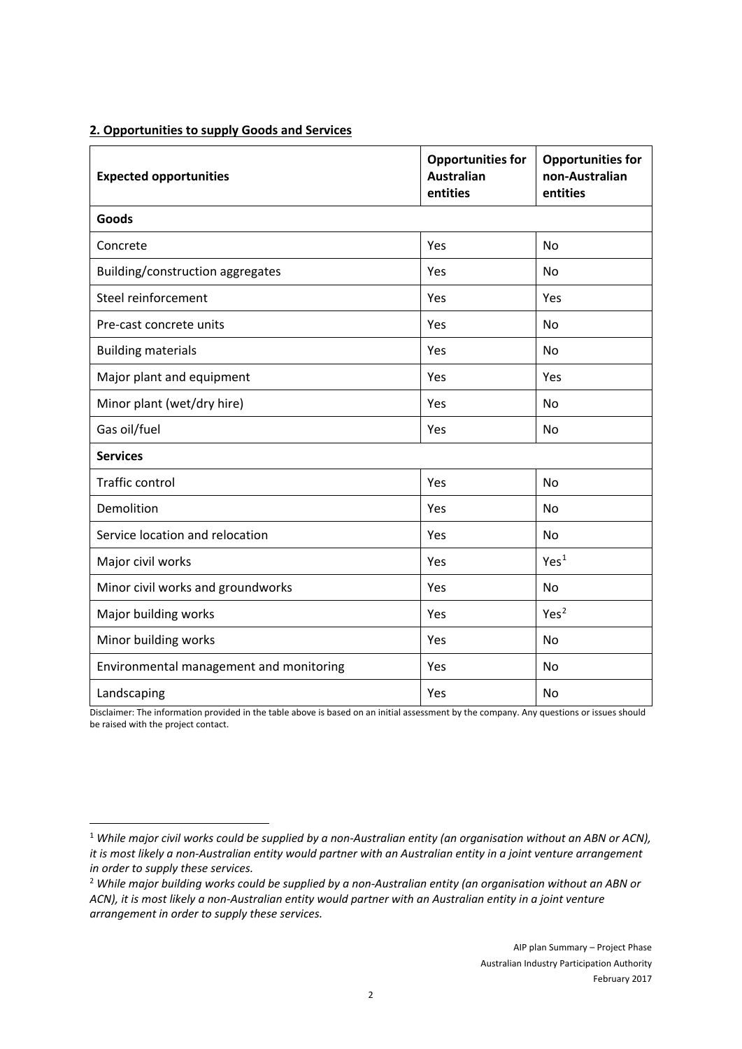## 2. Opportunities to supply Goods and Services

| Expected opportunities | Opportunities for Australian entities | Opportunities for non-Australian entities |
|---|---|---|
| **Goods** | | |
| Concrete | Yes | No |
| Building/construction aggregates | Yes | No |
| Steel reinforcement | Yes | Yes |
| Pre-cast concrete units | Yes | No |
| Building materials | Yes | No |
| Major plant and equipment | Yes | Yes |
| Minor plant (wet/dry hire) | Yes | No |
| Gas oil/fuel | Yes | No |
| **Services** | | |
| Traffic control | Yes | No |
| Demolition | Yes | No |
| Service location and relocation | Yes | No |
| Major civil works | Yes | Yes[1] |
| Minor civil works and groundworks | Yes | No |
| Major building works | Yes | Yes[2] |
| Minor building works | Yes | No |
| Environmental management and monitoring | Yes | No |
| Landscaping | Yes | No |

Disclaimer: The information provided in the table above is based on an initial assessment by the company. Any questions or issues should be raised with the project contact.

[1] *While major civil works could be supplied by a non-Australian entity (an organisation without an ABN or ACN), it is most likely a non-Australian entity would partner with an Australian entity in a joint venture arrangement in order to supply these services.*

[2] *While major building works could be supplied by a non-Australian entity (an organisation without an ABN or ACN), it is most likely a non-Australian entity would partner with an Australian entity in a joint venture arrangement in order to supply these services.*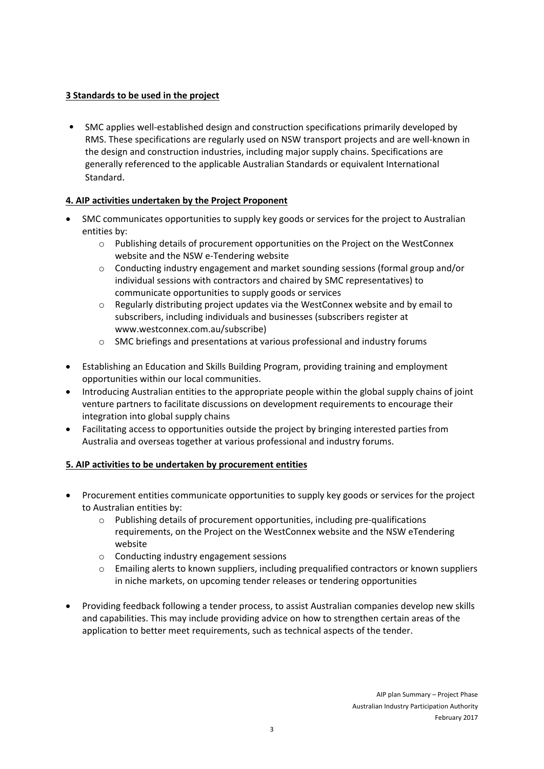## 3 Standards to be used in the project

- SMC applies well-established design and construction specifications primarily developed by RMS. These specifications are regularly used on NSW transport projects and are well-known in the design and construction industries, including major supply chains. Specifications are generally referenced to the applicable Australian Standards or equivalent International Standard.

## 4. AIP activities undertaken by the Project Proponent

- SMC communicates opportunities to supply key goods or services for the project to Australian entities by:
  - Publishing details of procurement opportunities on the Project on the WestConnex website and the NSW e-Tendering website
  - Conducting industry engagement and market sounding sessions (formal group and/or individual sessions with contractors and chaired by SMC representatives) to communicate opportunities to supply goods or services
  - Regularly distributing project updates via the WestConnex website and by email to subscribers, including individuals and businesses (subscribers register at www.westconnex.com.au/subscribe)
  - SMC briefings and presentations at various professional and industry forums
- Establishing an Education and Skills Building Program, providing training and employment opportunities within our local communities.
- Introducing Australian entities to the appropriate people within the global supply chains of joint venture partners to facilitate discussions on development requirements to encourage their integration into global supply chains
- Facilitating access to opportunities outside the project by bringing interested parties from Australia and overseas together at various professional and industry forums.

## 5. AIP activities to be undertaken by procurement entities

- Procurement entities communicate opportunities to supply key goods or services for the project to Australian entities by:
  - Publishing details of procurement opportunities, including pre-qualifications requirements, on the Project on the WestConnex website and the NSW eTendering website
  - Conducting industry engagement sessions
  - Emailing alerts to known suppliers, including prequalified contractors or known suppliers in niche markets, on upcoming tender releases or tendering opportunities
- Providing feedback following a tender process, to assist Australian companies develop new skills and capabilities. This may include providing advice on how to strengthen certain areas of the application to better meet requirements, such as technical aspects of the tender.